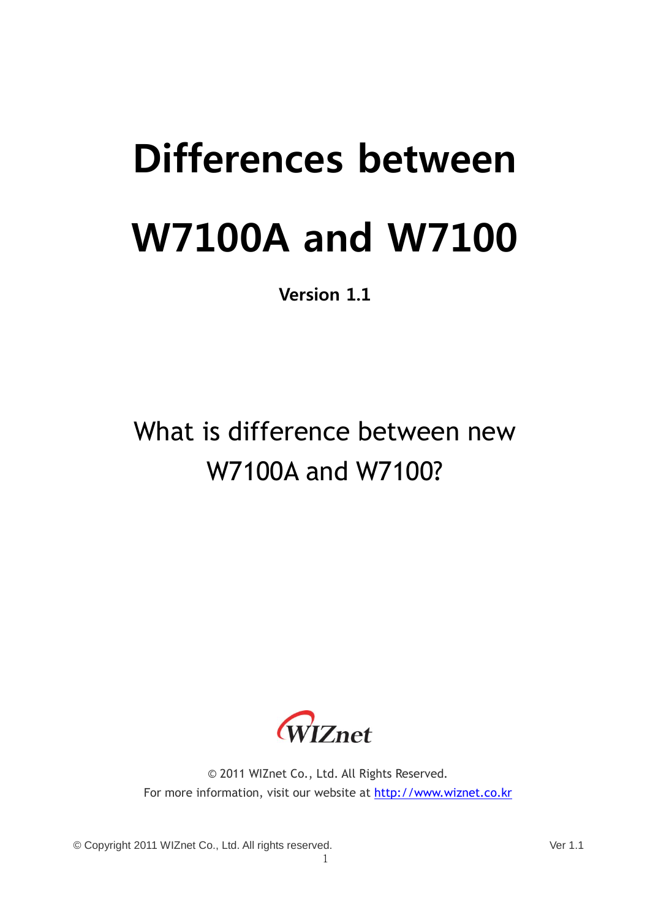# Differences between W7100A and W7100

**Version 1.1**

What is difference between new W7100A and W7100?

WIZnet

© 2011 WIZnet Co., Ltd. All Rights Reserved.
For more information, visit our website at http://www.wiznet.co.kr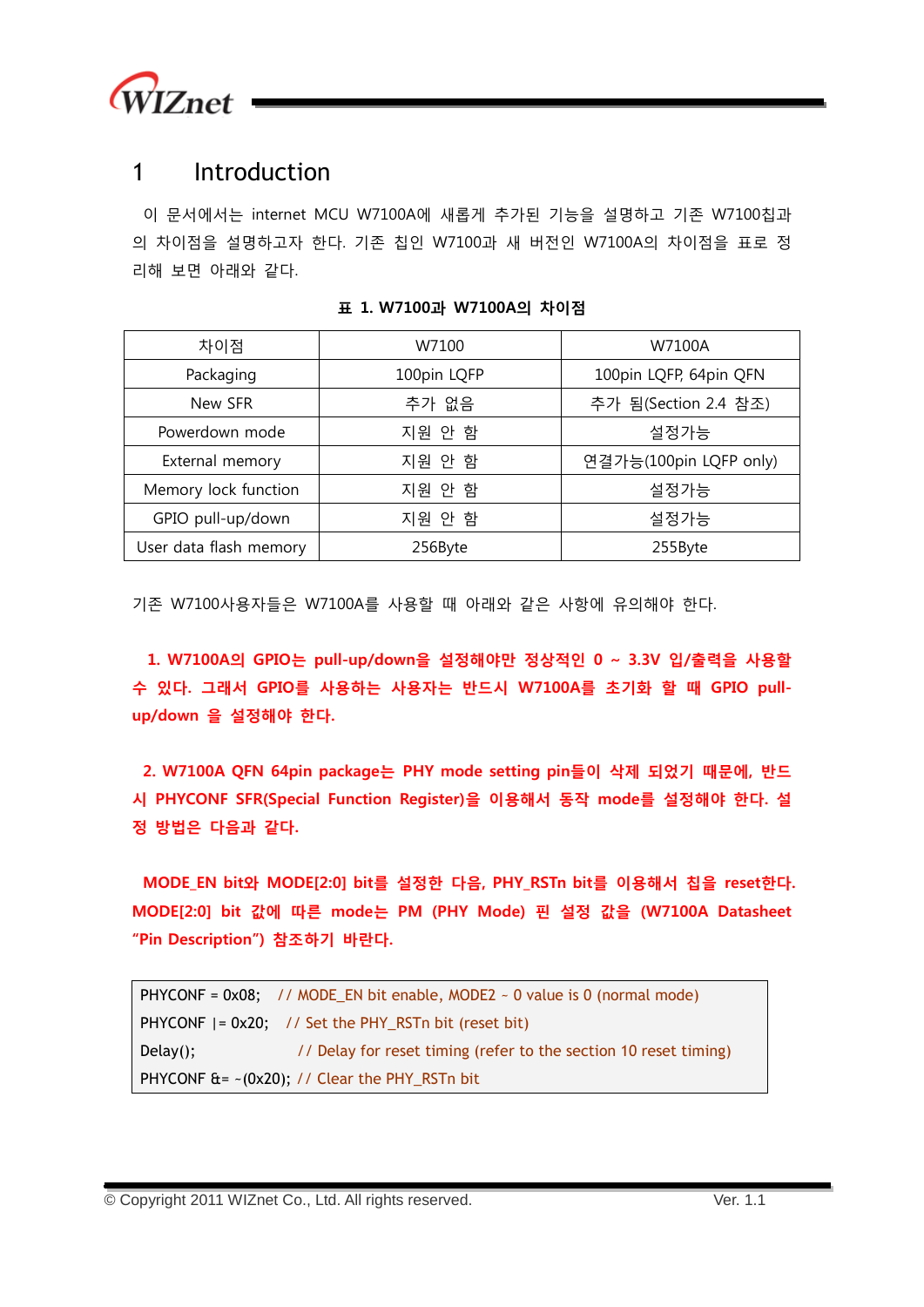# 1 Introduction

이 문서에서는 internet MCU W7100A에 새롭게 추가된 기능을 설명하고 기존 W7100칩과의 차이점을 설명하고자 한다. 기존 칩인 W7100과 새 버전인 W7100A의 차이점을 표로 정리해 보면 아래와 같다.

**표 1. W7100과 W7100A의 차이점**

| 차이점 | W7100 | W7100A |
|---|---|---|
| Packaging | 100pin LQFP | 100pin LQFP, 64pin QFN |
| New SFR | 추가 없음 | 추가 됨(Section 2.4 참조) |
| Powerdown mode | 지원 안 함 | 설정가능 |
| External memory | 지원 안 함 | 연결가능(100pin LQFP only) |
| Memory lock function | 지원 안 함 | 설정가능 |
| GPIO pull-up/down | 지원 안 함 | 설정가능 |
| User data flash memory | 256Byte | 255Byte |

기존 W7100사용자들은 W7100A를 사용할 때 아래와 같은 사항에 유의해야 한다.

**1. W7100A의 GPIO는 pull-up/down을 설정해야만 정상적인 0 ~ 3.3V 입/출력을 사용할 수 있다. 그래서 GPIO를 사용하는 사용자는 반드시 W7100A를 초기화 할 때 GPIO pull-up/down 을 설정해야 한다.**

**2. W7100A QFN 64pin package는 PHY mode setting pin들이 삭제 되었기 때문에, 반드시 PHYCONF SFR(Special Function Register)을 이용해서 동작 mode를 설정해야 한다. 설정 방법은 다음과 같다.**

**MODE_EN bit와 MODE[2:0] bit를 설정한 다음, PHY_RSTn bit를 이용해서 칩을 reset한다. MODE[2:0] bit 값에 따른 mode는 PM (PHY Mode) 핀 설정 값을 (W7100A Datasheet "Pin Description") 참조하기 바란다.**

```
PHYCONF = 0x08;   // MODE_EN bit enable, MODE2 ~ 0 value is 0 (normal mode)
PHYCONF |= 0x20;  // Set the PHY_RSTn bit (reset bit)
Delay();          // Delay for reset timing (refer to the section 10 reset timing)
PHYCONF &= ~(0x20); // Clear the PHY_RSTn bit
```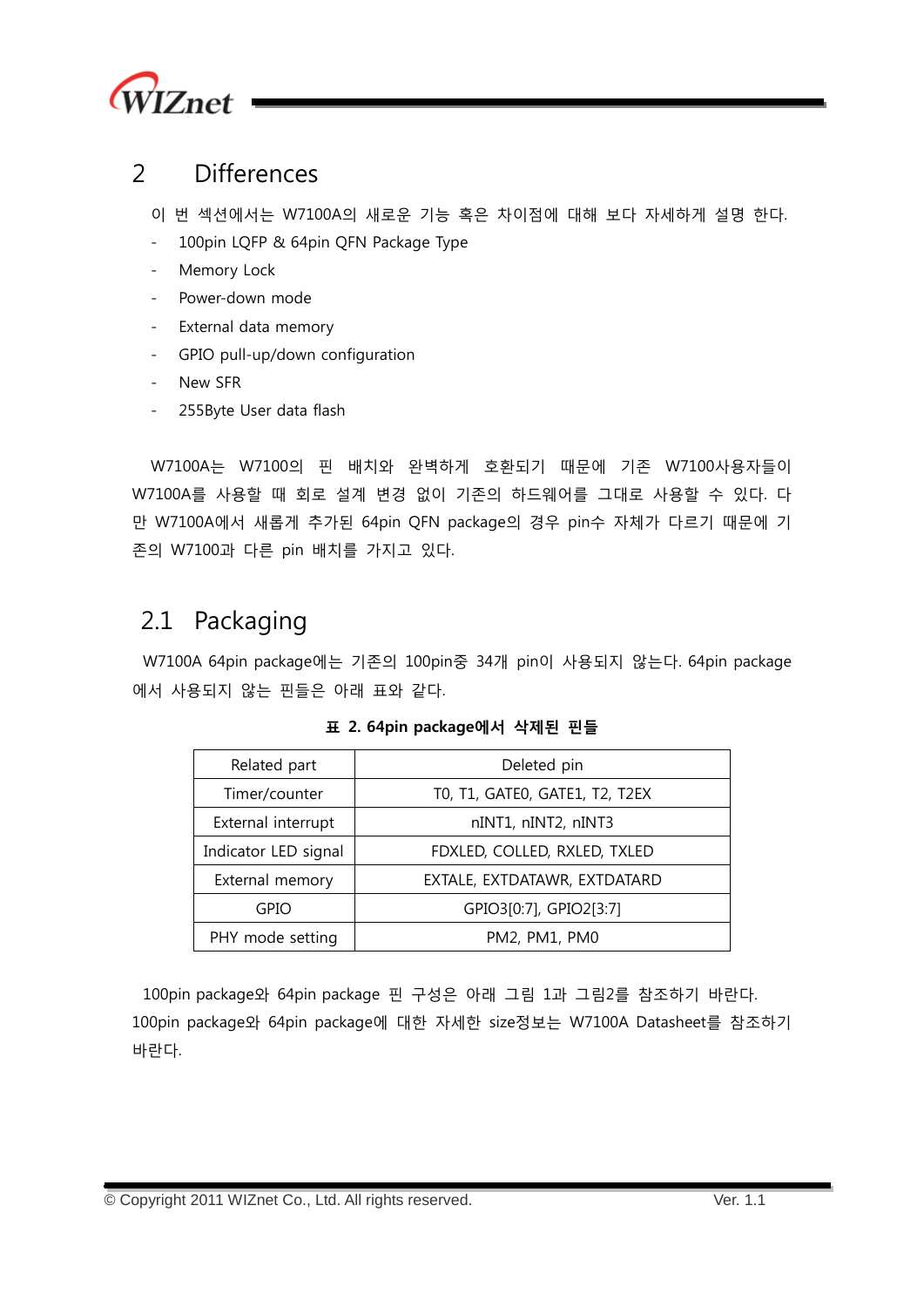# 2 Differences

이 번 섹션에서는 W7100A의 새로운 기능 혹은 차이점에 대해 보다 자세하게 설명 한다.

- 100pin LQFP & 64pin QFN Package Type
- Memory Lock
- Power-down mode
- External data memory
- GPIO pull-up/down configuration
- New SFR
- 255Byte User data flash

W7100A는 W7100의 핀 배치와 완벽하게 호환되기 때문에 기존 W7100사용자들이 W7100A를 사용할 때 회로 설계 변경 없이 기존의 하드웨어를 그대로 사용할 수 있다. 다만 W7100A에서 새롭게 추가된 64pin QFN package의 경우 pin수 자체가 다르기 때문에 기존의 W7100과 다른 pin 배치를 가지고 있다.

## 2.1 Packaging

W7100A 64pin package에는 기존의 100pin중 34개 pin이 사용되지 않는다. 64pin package에서 사용되지 않는 핀들은 아래 표와 같다.

**표 2. 64pin package에서 삭제된 핀들**

| Related part | Deleted pin |
|---|---|
| Timer/counter | T0, T1, GATE0, GATE1, T2, T2EX |
| External interrupt | nINT1, nINT2, nINT3 |
| Indicator LED signal | FDXLED, COLLED, RXLED, TXLED |
| External memory | EXTALE, EXTDATAWR, EXTDATARD |
| GPIO | GPIO3[0:7], GPIO2[3:7] |
| PHY mode setting | PM2, PM1, PM0 |

100pin package와 64pin package 핀 구성은 아래 그림 1과 그림2를 참조하기 바란다. 100pin package와 64pin package에 대한 자세한 size정보는 W7100A Datasheet를 참조하기 바란다.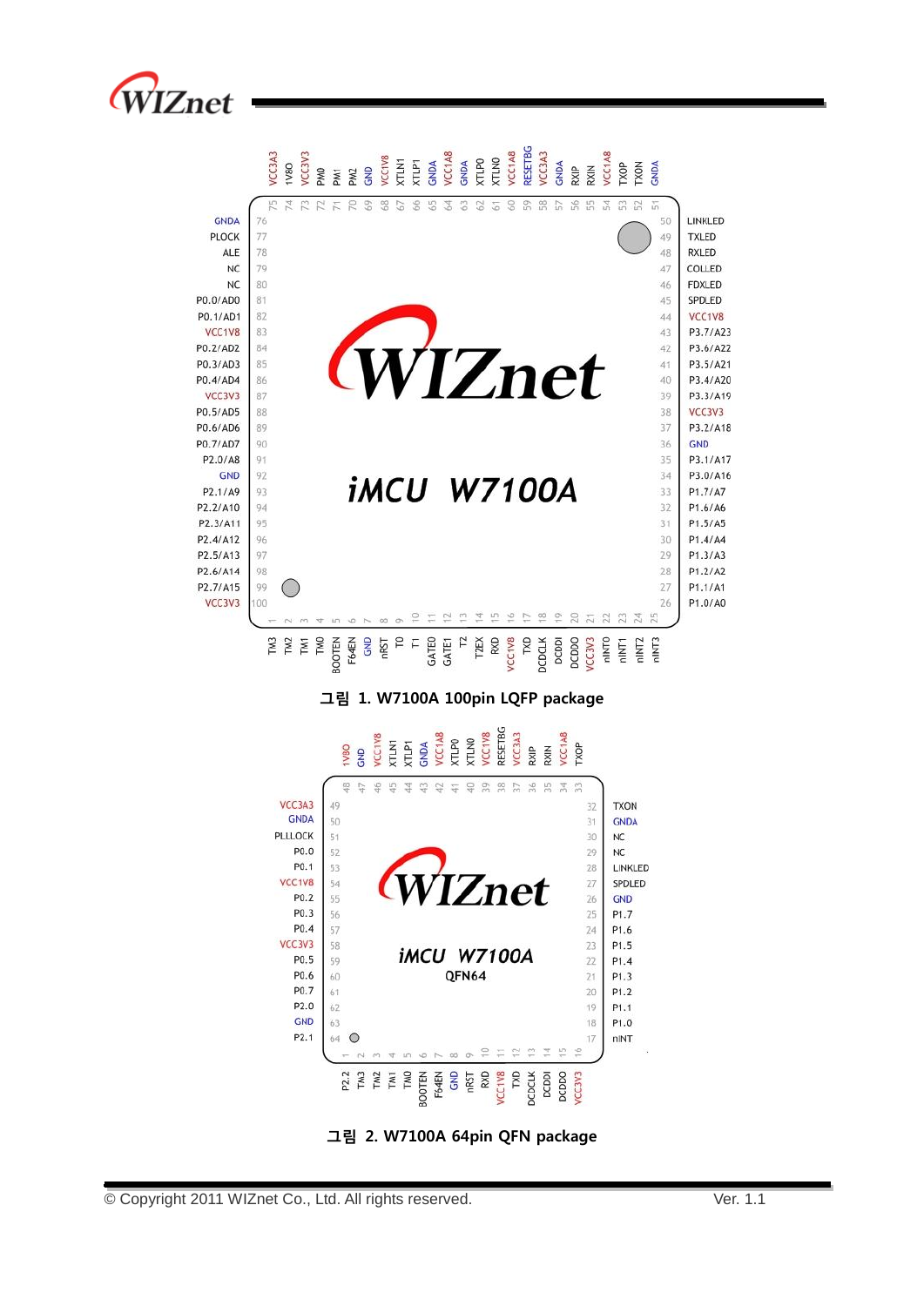| Pin | Name | Pin | Name | Pin | Name | Pin | Name |
|---|---|---|---|---|---|---|---|
| 1 | TM3 | 26 | P1.0/A0 | 51 | GNDA | 76 | GNDA |
| 2 | TM2 | 27 | P1.1/A1 | 52 | TXON | 77 | PLOCK |
| 3 | TM1 | 28 | P1.2/A2 | 53 | TXOP | 78 | ALE |
| 4 | TM0 | 29 | P1.3/A3 | 54 | VCC1A8 | 79 | NC |
| 5 | BOOTEN | 30 | P1.4/A4 | 55 | RXIN | 80 | NC |
| 6 | F64EN | 31 | P1.5/A5 | 56 | RXIP | 81 | P0.0/AD0 |
| 7 | GND | 32 | P1.6/A6 | 57 | GNDA | 82 | P0.1/AD1 |
| 8 | nRST | 33 | P1.7/A7 | 58 | VCC3A3 | 83 | VCC1V8 |
| 9 | T0 | 34 | P3.0/A16 | 59 | RESETBG | 84 | P0.2/AD2 |
| 10 | T1 | 35 | P3.1/A17 | 60 | VCC1A8 | 85 | P0.3/AD3 |
| 11 | GATE0 | 36 | GND | 61 | XTLN0 | 86 | P0.4/AD4 |
| 12 | GATE1 | 37 | P3.2/A18 | 62 | XTLP0 | 87 | VCC3V3 |
| 13 | T2 | 38 | VCC3V3 | 63 | GNDA | 88 | P0.5/AD5 |
| 14 | T2EX | 39 | P3.3/A19 | 64 | VCC1A8 | 89 | P0.6/AD6 |
| 15 | RXD | 40 | P3.4/A20 | 65 | GNDA | 90 | P0.7/AD7 |
| 16 | VCC1V8 | 41 | P3.5/A21 | 66 | XTLP1 | 91 | P2.0/A8 |
| 17 | TXD | 42 | P3.6/A22 | 67 | XTLN1 | 92 | GND |
| 18 | DCDCLK | 43 | P3.7/A23 | 68 | VCC1V8 | 93 | P2.1/A9 |
| 19 | DCDDI | 44 | VCC1V8 | 69 | GND | 94 | P2.2/A10 |
| 20 | DCDDO | 45 | SPDLED | 70 | PM2 | 95 | P2.3/A11 |
| 21 | VCC3V3 | 46 | FDXLED | 71 | PM1 | 96 | P2.4/A12 |
| 22 | nINT0 | 47 | COLLED | 72 | PM0 | 97 | P2.5/A13 |
| 23 | nINT1 | 48 | RXLED | 73 | VCC3V3 | 98 | P2.6/A14 |
| 24 | nINT2 | 49 | TXLED | 74 | 1V8O | 99 | P2.7/A15 |
| 25 | nINT3 | 50 | LINKLED | 75 | VCC3A3 | 100 | VCC3V3 |

WIZnet iMCU W7100A

그림 1. W7100A 100pin LQFP package

| Pin | Name | Pin | Name | Pin | Name | Pin | Name |
|---|---|---|---|---|---|---|---|
| 1 | P2.2 | 17 | nINT | 33 | TXOP | 49 | VCC3A3 |
| 2 | TM3 | 18 | P1.0 | 34 | VCC1A8 | 50 | GNDA |
| 3 | TM2 | 19 | P1.1 | 35 | RXIN | 51 | PLLLOCK |
| 4 | TM1 | 20 | P1.2 | 36 | RXIP | 52 | P0.0 |
| 5 | TM0 | 21 | P1.3 | 37 | VCC3A3 | 53 | P0.1 |
| 6 | BOOTEN | 22 | P1.4 | 38 | RESETBG | 54 | VCC1V8 |
| 7 | F64EN | 23 | P1.5 | 39 | VCC1V8 | 55 | P0.2 |
| 8 | GND | 24 | P1.6 | 40 | XTLN0 | 56 | P0.3 |
| 9 | nRST | 25 | P1.7 | 41 | XTLP0 | 57 | P0.4 |
| 10 | RXD | 26 | GND | 42 | VCC1A8 | 58 | VCC3V3 |
| 11 | VCC1V8 | 27 | SPDLED | 43 | GNDA | 59 | P0.5 |
| 12 | TXD | 28 | LINKLED | 44 | XTLP1 | 60 | P0.6 |
| 13 | DCDCLK | 29 | NC | 45 | XTLN1 | 61 | P0.7 |
| 14 | DCDDI | 30 | NC | 46 | VCC1V8 | 62 | P2.0 |
| 15 | DCDDO | 31 | GNDA | 47 | GND | 63 | GND |
| 16 | VCC3V3 | 32 | TXON | 48 | 1V8O | 64 | P2.1 |

WIZnet iMCU W7100A QFN64

그림 2. W7100A 64pin QFN package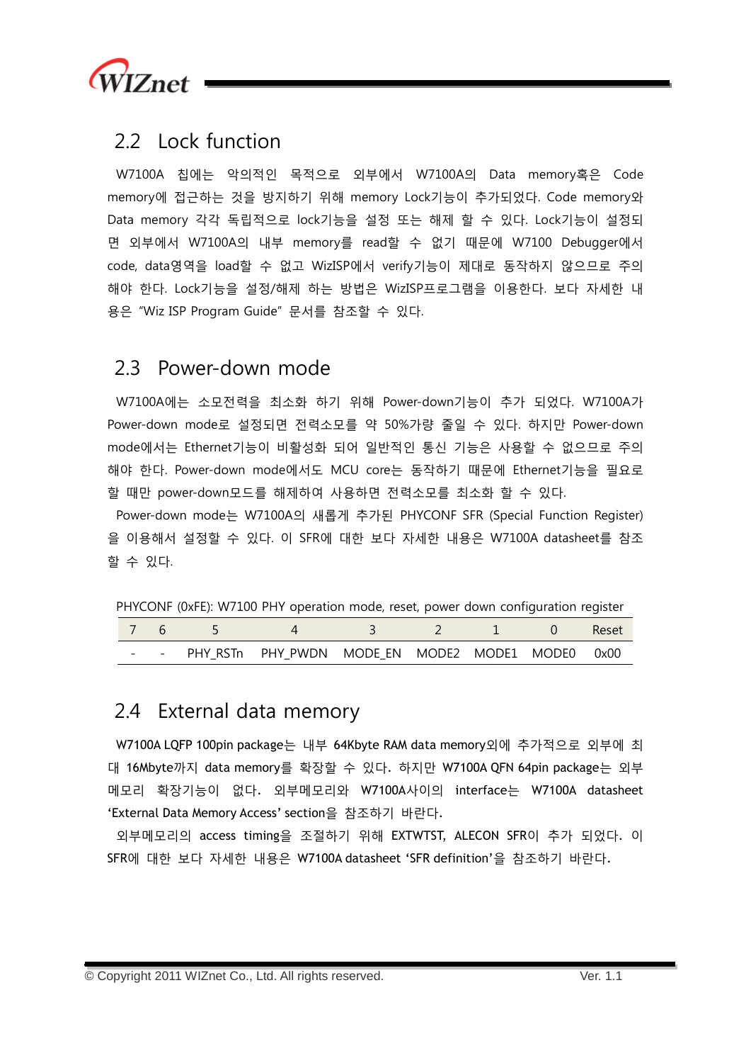## 2.2 Lock function

W7100A 칩에는 악의적인 목적으로 외부에서 W7100A의 Data memory혹은 Code memory에 접근하는 것을 방지하기 위해 memory Lock기능이 추가되었다. Code memory와 Data memory 각각 독립적으로 lock기능을 설정 또는 해제 할 수 있다. Lock기능이 설정되면 외부에서 W7100A의 내부 memory를 read할 수 없기 때문에 W7100 Debugger에서 code, data영역을 load할 수 없고 WizISP에서 verify기능이 제대로 동작하지 않으므로 주의해야 한다. Lock기능을 설정/해제 하는 방법은 WizISP프로그램을 이용한다. 보다 자세한 내용은 "Wiz ISP Program Guide" 문서를 참조할 수 있다.

## 2.3 Power-down mode

W7100A에는 소모전력을 최소화 하기 위해 Power-down기능이 추가 되었다. W7100A가 Power-down mode로 설정되면 전력소모를 약 50%가량 줄일 수 있다. 하지만 Power-down mode에서는 Ethernet기능이 비활성화 되어 일반적인 통신 기능은 사용할 수 없으므로 주의해야 한다. Power-down mode에서도 MCU core는 동작하기 때문에 Ethernet기능을 필요로 할 때만 power-down모드를 해제하여 사용하면 전력소모를 최소화 할 수 있다.

Power-down mode는 W7100A의 새롭게 추가된 PHYCONF SFR (Special Function Register)을 이용해서 설정할 수 있다. 이 SFR에 대한 보다 자세한 내용은 W7100A datasheet를 참조할 수 있다.

PHYCONF (0xFE): W7100 PHY operation mode, reset, power down configuration register

| 7 | 6 | 5 | 4 | 3 | 2 | 1 | 0 | Reset |
|---|---|---|---|---|---|---|---|---|
| - | - | PHY_RSTn | PHY_PWDN | MODE_EN | MODE2 | MODE1 | MODE0 | 0x00 |

## 2.4 External data memory

W7100A LQFP 100pin package는 내부 64Kbyte RAM data memory외에 추가적으로 외부에 최대 16Mbyte까지 data memory를 확장할 수 있다. 하지만 W7100A QFN 64pin package는 외부메모리 확장기능이 없다. 외부메모리와 W7100A사이의 interface는 W7100A datasheet 'External Data Memory Access' section을 참조하기 바란다.

외부메모리의 access timing을 조절하기 위해 EXTWTST, ALECON SFR이 추가 되었다. 이 SFR에 대한 보다 자세한 내용은 W7100A datasheet 'SFR definition'을 참조하기 바란다.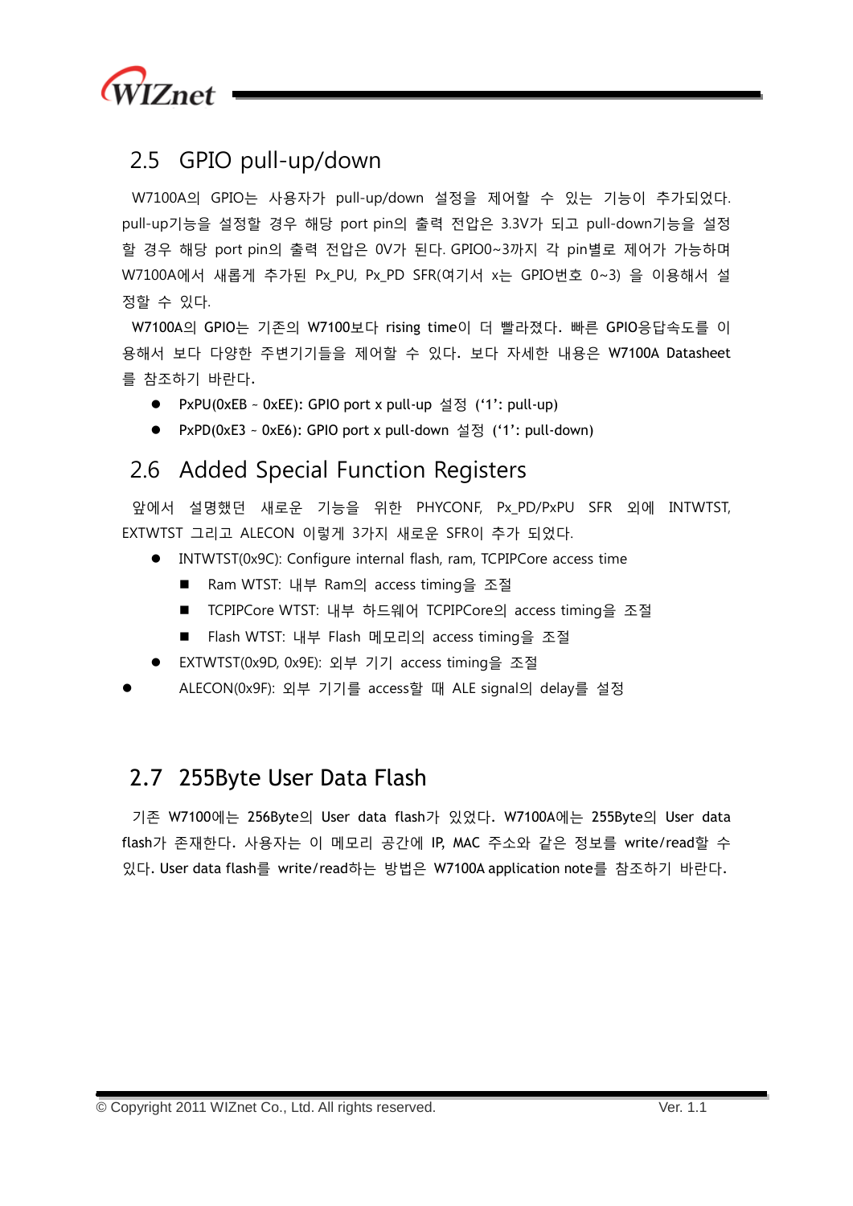## 2.5 GPIO pull-up/down

W7100A의 GPIO는 사용자가 pull-up/down 설정을 제어할 수 있는 기능이 추가되었다. pull-up기능을 설정할 경우 해당 port pin의 출력 전압은 3.3V가 되고 pull-down기능을 설정할 경우 해당 port pin의 출력 전압은 0V가 된다. GPIO0~3까지 각 pin별로 제어가 가능하며 W7100A에서 새롭게 추가된 Px_PU, Px_PD SFR(여기서 x는 GPIO번호 0~3) 을 이용해서 설정할 수 있다.

W7100A의 GPIO는 기존의 W7100보다 rising time이 더 빨라졌다. 빠른 GPIO응답속도를 이용해서 보다 다양한 주변기기들을 제어할 수 있다. 보다 자세한 내용은 W7100A Datasheet를 참조하기 바란다.

- PxPU(0xEB ~ 0xEE): GPIO port x pull-up 설정 (‘1’: pull-up)
- PxPD(0xE3 ~ 0xE6): GPIO port x pull-down 설정 (‘1’: pull-down)

## 2.6 Added Special Function Registers

앞에서 설명했던 새로운 기능을 위한 PHYCONF, Px_PD/PxPU SFR 외에 INTWTST, EXTWTST 그리고 ALECON 이렇게 3가지 새로운 SFR이 추가 되었다.

- INTWTST(0x9C): Configure internal flash, ram, TCPIPCore access time
  - Ram WTST: 내부 Ram의 access timing을 조절
  - TCPIPCore WTST: 내부 하드웨어 TCPIPCore의 access timing을 조절
  - Flash WTST: 내부 Flash 메모리의 access timing을 조절
- EXTWTST(0x9D, 0x9E): 외부 기기 access timing을 조절
- ALECON(0x9F): 외부 기기를 access할 때 ALE signal의 delay를 설정

## 2.7 255Byte User Data Flash

기존 W7100에는 256Byte의 User data flash가 있었다. W7100A에는 255Byte의 User data flash가 존재한다. 사용자는 이 메모리 공간에 IP, MAC 주소와 같은 정보를 write/read할 수 있다. User data flash를 write/read하는 방법은 W7100A application note를 참조하기 바란다.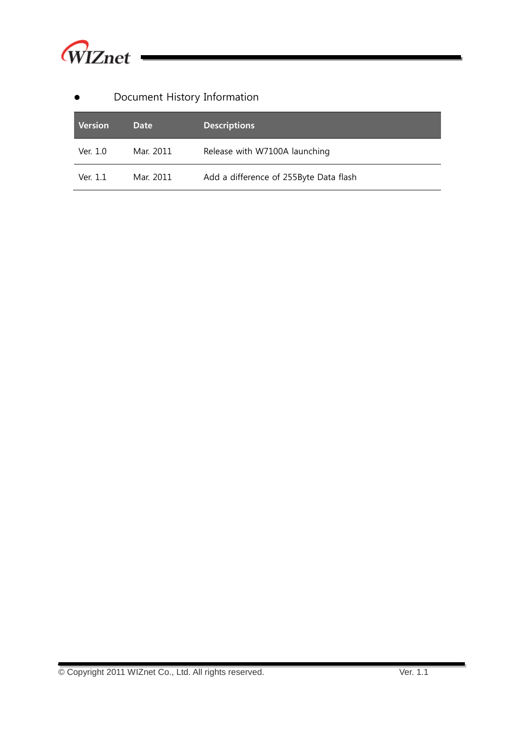- Document History Information

| Version | Date | Descriptions |
|---|---|---|
| Ver. 1.0 | Mar. 2011 | Release with W7100A launching |
| Ver. 1.1 | Mar. 2011 | Add a difference of 255Byte Data flash |